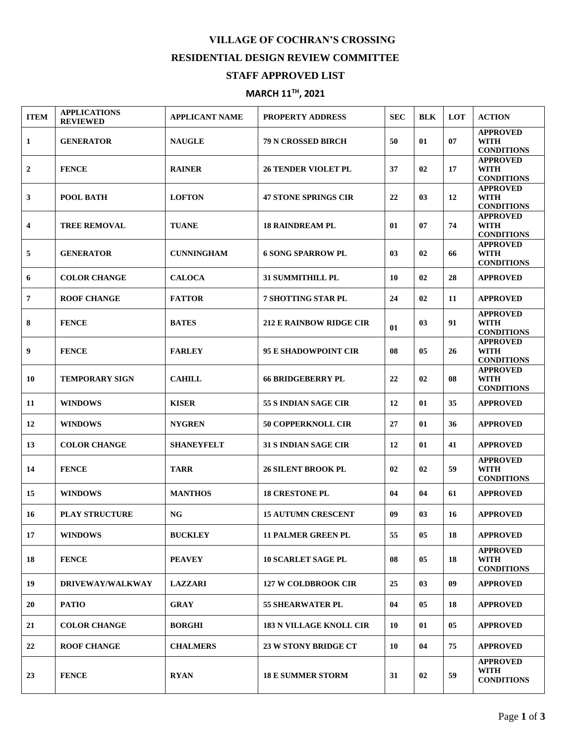# VILLAGE OF COCHRAN'S CROSSING

## RESIDENTIAL DESIGN REVIEW COMMITTEE

## STAFF APPROVED LIST

## MARCH 11TH, 2021

| ITEM | APPLICATIONS REVIEWED | APPLICANT NAME | PROPERTY ADDRESS | SEC | BLK | LOT | ACTION |
|---|---|---|---|---|---|---|---|
| 1 | GENERATOR | NAUGLE | 79 N CROSSED BIRCH | 50 | 01 | 07 | APPROVED WITH CONDITIONS |
| 2 | FENCE | RAINER | 26 TENDER VIOLET PL | 37 | 02 | 17 | APPROVED WITH CONDITIONS |
| 3 | POOL BATH | LOFTON | 47 STONE SPRINGS CIR | 22 | 03 | 12 | APPROVED WITH CONDITIONS |
| 4 | TREE REMOVAL | TUANE | 18 RAINDREAM PL | 01 | 07 | 74 | APPROVED WITH CONDITIONS |
| 5 | GENERATOR | CUNNINGHAM | 6 SONG SPARROW PL | 03 | 02 | 66 | APPROVED WITH CONDITIONS |
| 6 | COLOR CHANGE | CALOCA | 31 SUMMITHILL PL | 10 | 02 | 28 | APPROVED |
| 7 | ROOF CHANGE | FATTOR | 7 SHOTTING STAR PL | 24 | 02 | 11 | APPROVED |
| 8 | FENCE | BATES | 212 E RAINBOW RIDGE CIR | 01 | 03 | 91 | APPROVED WITH CONDITIONS |
| 9 | FENCE | FARLEY | 95 E SHADOWPOINT CIR | 08 | 05 | 26 | APPROVED WITH CONDITIONS |
| 10 | TEMPORARY SIGN | CAHILL | 66 BRIDGEBERRY PL | 22 | 02 | 08 | APPROVED WITH CONDITIONS |
| 11 | WINDOWS | KISER | 55 S INDIAN SAGE CIR | 12 | 01 | 35 | APPROVED |
| 12 | WINDOWS | NYGREN | 50 COPPERKNOLL CIR | 27 | 01 | 36 | APPROVED |
| 13 | COLOR CHANGE | SHANEYFELT | 31 S INDIAN SAGE CIR | 12 | 01 | 41 | APPROVED |
| 14 | FENCE | TARR | 26 SILENT BROOK PL | 02 | 02 | 59 | APPROVED WITH CONDITIONS |
| 15 | WINDOWS | MANTHOS | 18 CRESTONE PL | 04 | 04 | 61 | APPROVED |
| 16 | PLAY STRUCTURE | NG | 15 AUTUMN CRESCENT | 09 | 03 | 16 | APPROVED |
| 17 | WINDOWS | BUCKLEY | 11 PALMER GREEN PL | 55 | 05 | 18 | APPROVED |
| 18 | FENCE | PEAVEY | 10 SCARLET SAGE PL | 08 | 05 | 18 | APPROVED WITH CONDITIONS |
| 19 | DRIVEWAY/WALKWAY | LAZZARI | 127 W COLDBROOK CIR | 25 | 03 | 09 | APPROVED |
| 20 | PATIO | GRAY | 55 SHEARWATER PL | 04 | 05 | 18 | APPROVED |
| 21 | COLOR CHANGE | BORGHI | 183 N VILLAGE KNOLL CIR | 10 | 01 | 05 | APPROVED |
| 22 | ROOF CHANGE | CHALMERS | 23 W STONY BRIDGE CT | 10 | 04 | 75 | APPROVED |
| 23 | FENCE | RYAN | 18 E SUMMER STORM | 31 | 02 | 59 | APPROVED WITH CONDITIONS |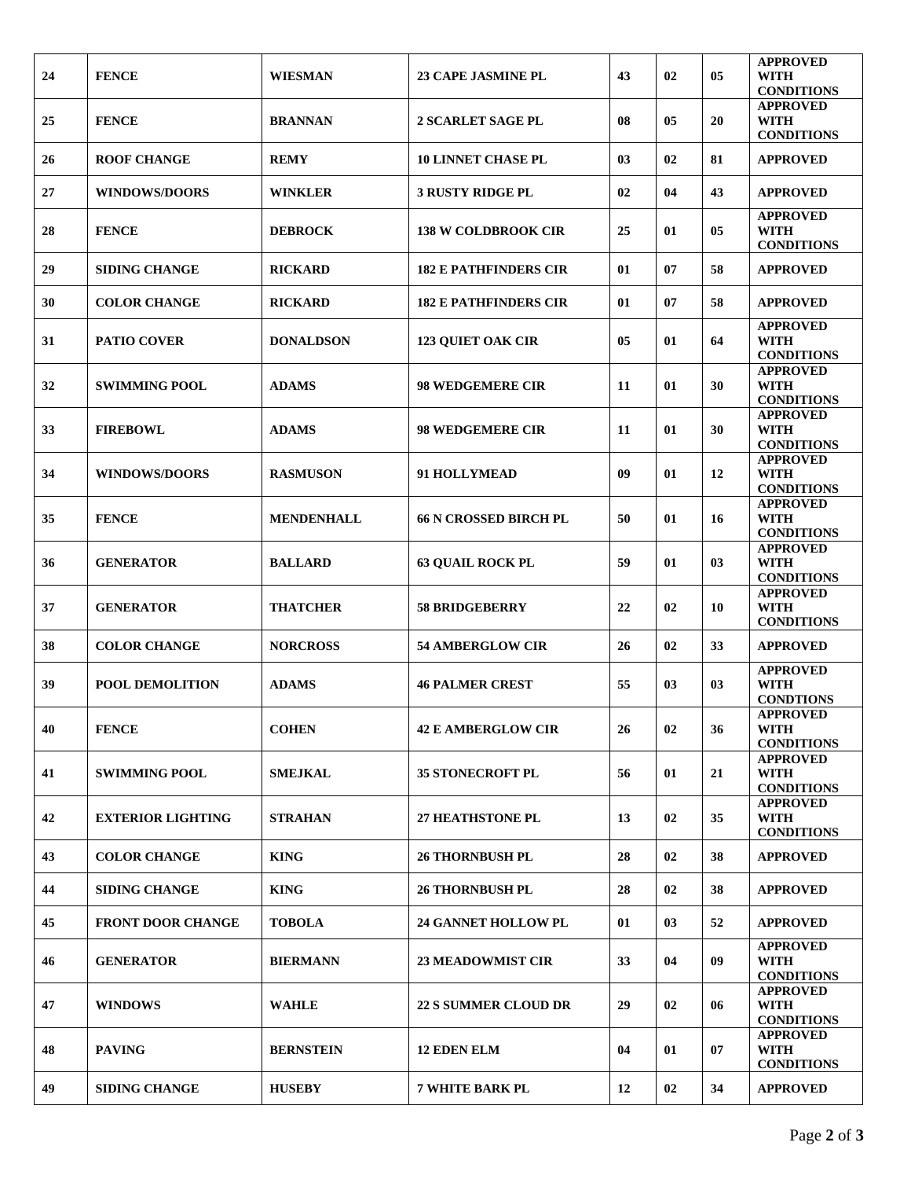| 24 | FENCE | WIESMAN | 23 CAPE JASMINE PL | 43 | 02 | 05 | APPROVED WITH CONDITIONS |
|---|---|---|---|---|---|---|---|
| 25 | FENCE | BRANNAN | 2 SCARLET SAGE PL | 08 | 05 | 20 | APPROVED WITH CONDITIONS |
| 26 | ROOF CHANGE | REMY | 10 LINNET CHASE PL | 03 | 02 | 81 | APPROVED |
| 27 | WINDOWS/DOORS | WINKLER | 3 RUSTY RIDGE PL | 02 | 04 | 43 | APPROVED |
| 28 | FENCE | DEBROCK | 138 W COLDBROOK CIR | 25 | 01 | 05 | APPROVED WITH CONDITIONS |
| 29 | SIDING CHANGE | RICKARD | 182 E PATHFINDERS CIR | 01 | 07 | 58 | APPROVED |
| 30 | COLOR CHANGE | RICKARD | 182 E PATHFINDERS CIR | 01 | 07 | 58 | APPROVED |
| 31 | PATIO COVER | DONALDSON | 123 QUIET OAK CIR | 05 | 01 | 64 | APPROVED WITH CONDITIONS |
| 32 | SWIMMING POOL | ADAMS | 98 WEDGEMERE CIR | 11 | 01 | 30 | APPROVED WITH CONDITIONS |
| 33 | FIREBOWL | ADAMS | 98 WEDGEMERE CIR | 11 | 01 | 30 | APPROVED WITH CONDITIONS |
| 34 | WINDOWS/DOORS | RASMUSON | 91 HOLLYMEAD | 09 | 01 | 12 | APPROVED WITH CONDITIONS |
| 35 | FENCE | MENDENHALL | 66 N CROSSED BIRCH PL | 50 | 01 | 16 | APPROVED WITH CONDITIONS |
| 36 | GENERATOR | BALLARD | 63 QUAIL ROCK PL | 59 | 01 | 03 | APPROVED WITH CONDITIONS |
| 37 | GENERATOR | THATCHER | 58 BRIDGEBERRY | 22 | 02 | 10 | APPROVED WITH CONDITIONS |
| 38 | COLOR CHANGE | NORCROSS | 54 AMBERGLOW CIR | 26 | 02 | 33 | APPROVED |
| 39 | POOL DEMOLITION | ADAMS | 46 PALMER CREST | 55 | 03 | 03 | APPROVED WITH CONDTIONS |
| 40 | FENCE | COHEN | 42 E AMBERGLOW CIR | 26 | 02 | 36 | APPROVED WITH CONDITIONS |
| 41 | SWIMMING POOL | SMEJKAL | 35 STONECROFT PL | 56 | 01 | 21 | APPROVED WITH CONDITIONS |
| 42 | EXTERIOR LIGHTING | STRAHAN | 27 HEATHSTONE PL | 13 | 02 | 35 | APPROVED WITH CONDITIONS |
| 43 | COLOR CHANGE | KING | 26 THORNBUSH PL | 28 | 02 | 38 | APPROVED |
| 44 | SIDING CHANGE | KING | 26 THORNBUSH PL | 28 | 02 | 38 | APPROVED |
| 45 | FRONT DOOR CHANGE | TOBOLA | 24 GANNET HOLLOW PL | 01 | 03 | 52 | APPROVED |
| 46 | GENERATOR | BIERMANN | 23 MEADOWMIST CIR | 33 | 04 | 09 | APPROVED WITH CONDITIONS |
| 47 | WINDOWS | WAHLE | 22 S SUMMER CLOUD DR | 29 | 02 | 06 | APPROVED WITH CONDITIONS |
| 48 | PAVING | BERNSTEIN | 12 EDEN ELM | 04 | 01 | 07 | APPROVED WITH CONDITIONS |
| 49 | SIDING CHANGE | HUSEBY | 7 WHITE BARK PL | 12 | 02 | 34 | APPROVED |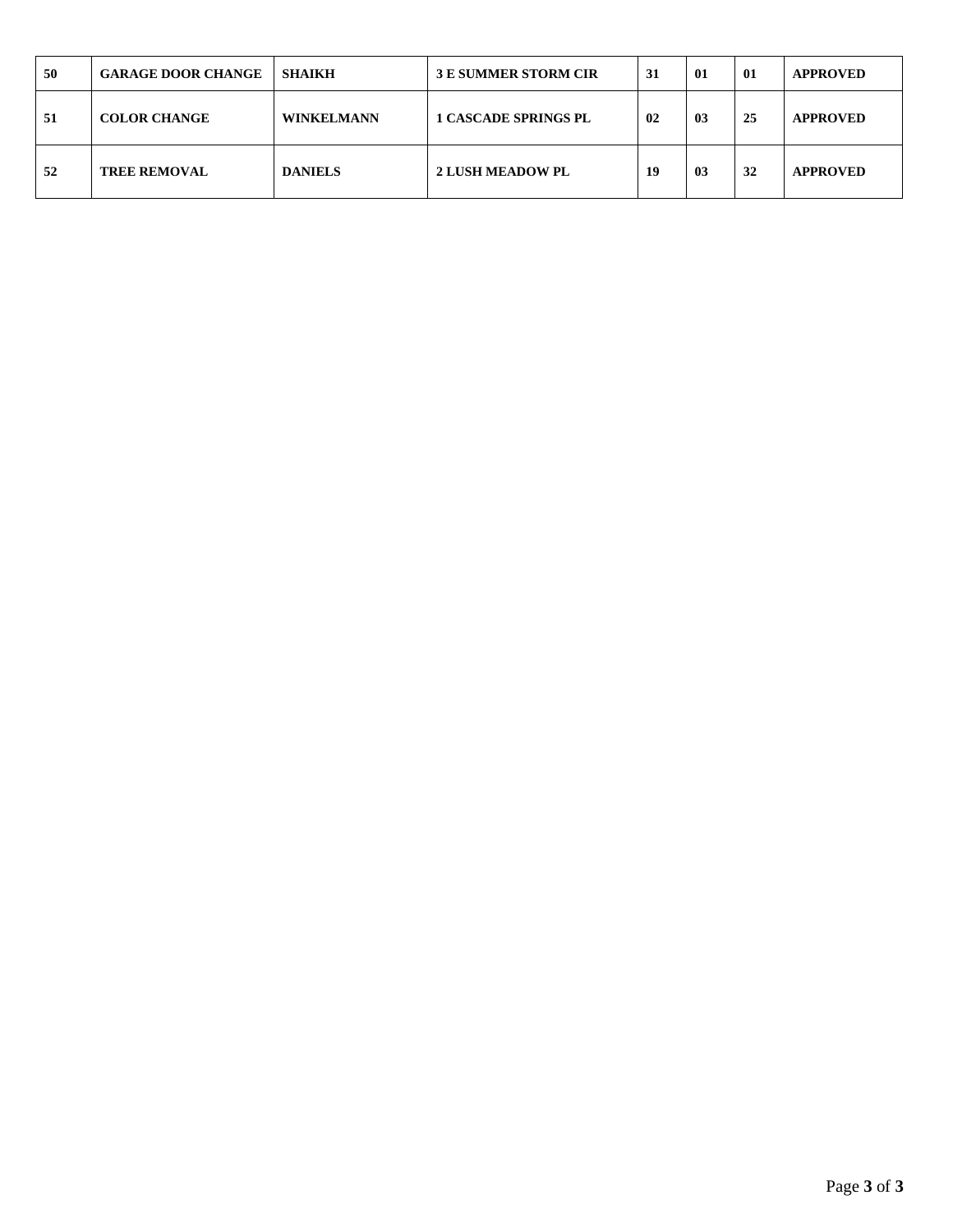| | | | | | | | |
|---|---|---|---|---|---|---|---|
| 50 | GARAGE DOOR CHANGE | SHAIKH | 3 E SUMMER STORM CIR | 31 | 01 | 01 | APPROVED |
| 51 | COLOR CHANGE | WINKELMANN | 1 CASCADE SPRINGS PL | 02 | 03 | 25 | APPROVED |
| 52 | TREE REMOVAL | DANIELS | 2 LUSH MEADOW PL | 19 | 03 | 32 | APPROVED |